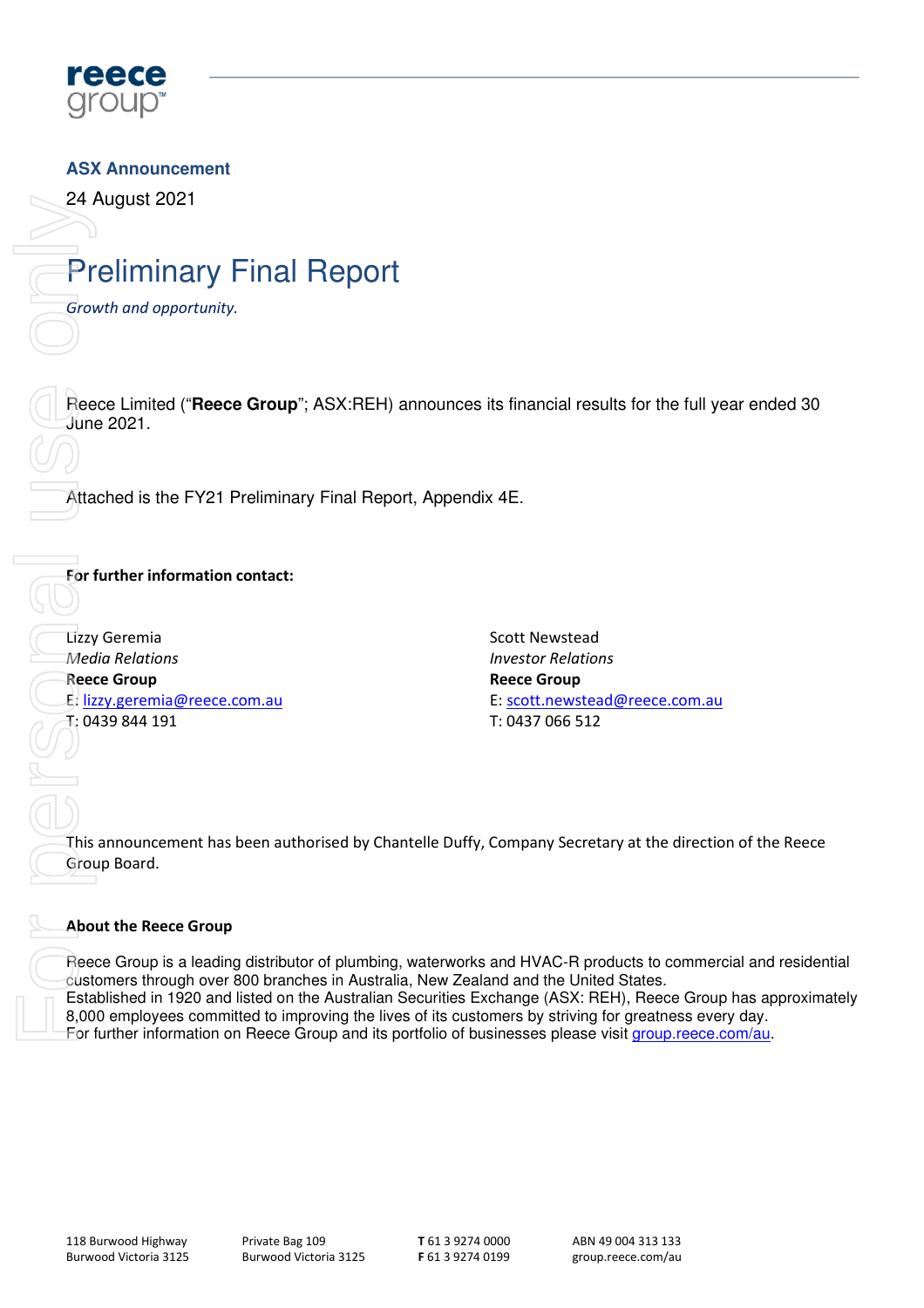**ASX Announcement**

24 August 2021

# Preliminary Final Report

*Growth and opportunity.*

Reece Limited ("**Reece Group**"; ASX:REH) announces its financial results for the full year ended 30 June 2021.

Attached is the FY21 Preliminary Final Report, Appendix 4E.

**For further information contact:**

Lizzy Geremia
*Media Relations*
**Reece Group**
E: lizzy.geremia@reece.com.au
T: 0439 844 191

Scott Newstead
*Investor Relations*
**Reece Group**
E: scott.newstead@reece.com.au
T: 0437 066 512

This announcement has been authorised by Chantelle Duffy, Company Secretary at the direction of the Reece Group Board.

**About the Reece Group**

Reece Group is a leading distributor of plumbing, waterworks and HVAC-R products to commercial and residential customers through over 800 branches in Australia, New Zealand and the United States.
Established in 1920 and listed on the Australian Securities Exchange (ASX: REH), Reece Group has approximately 8,000 employees committed to improving the lives of its customers by striving for greatness every day.
For further information on Reece Group and its portfolio of businesses please visit group.reece.com/au.

118 Burwood Highway
Burwood Victoria 3125

Private Bag 109
Burwood Victoria 3125

**T** 61 3 9274 0000
**F** 61 3 9274 0199

ABN 49 004 313 133
group.reece.com/au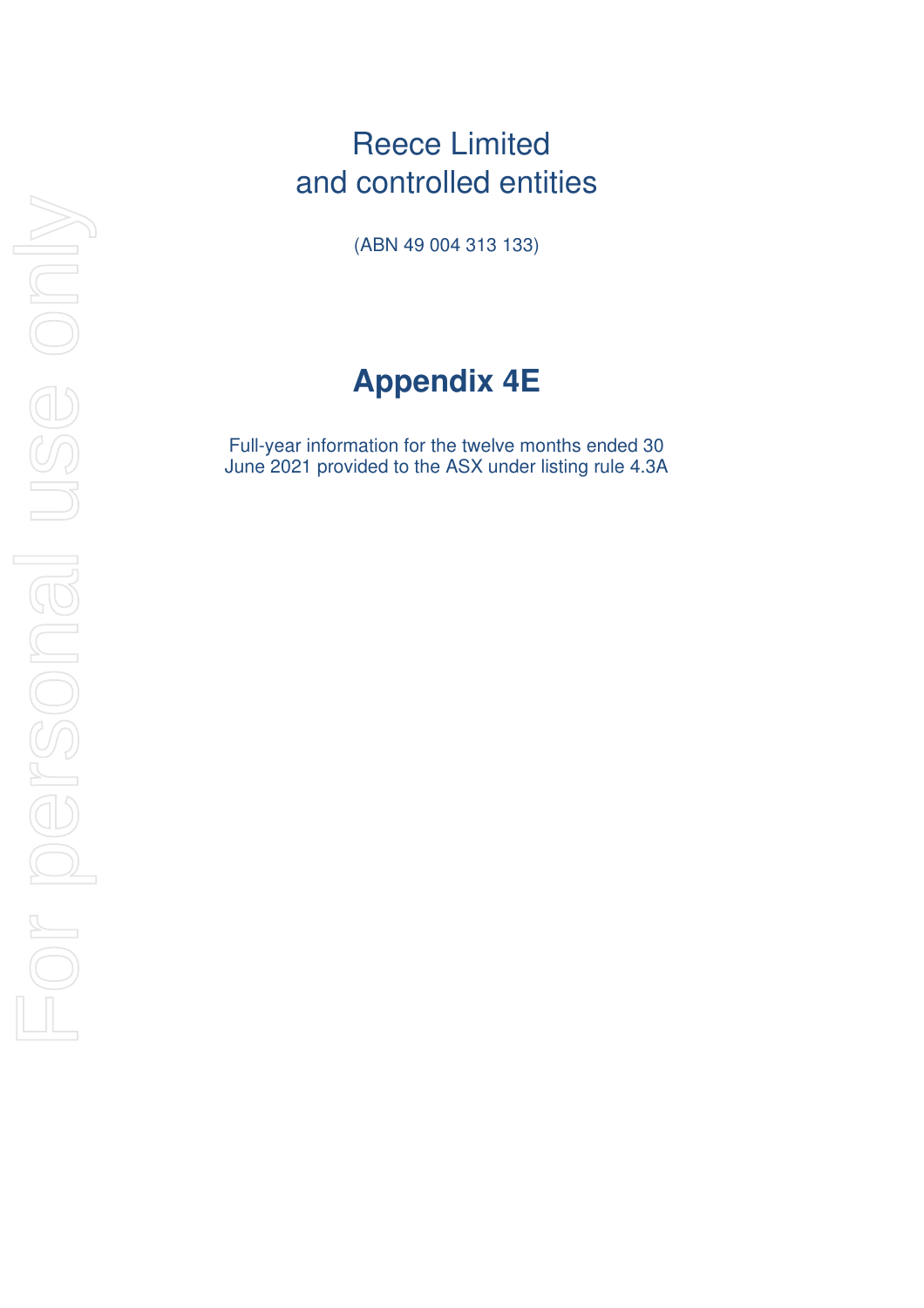# Reece Limited
# and controlled entities

(ABN 49 004 313 133)

## Appendix 4E

Full-year information for the twelve months ended 30 June 2021 provided to the ASX under listing rule 4.3A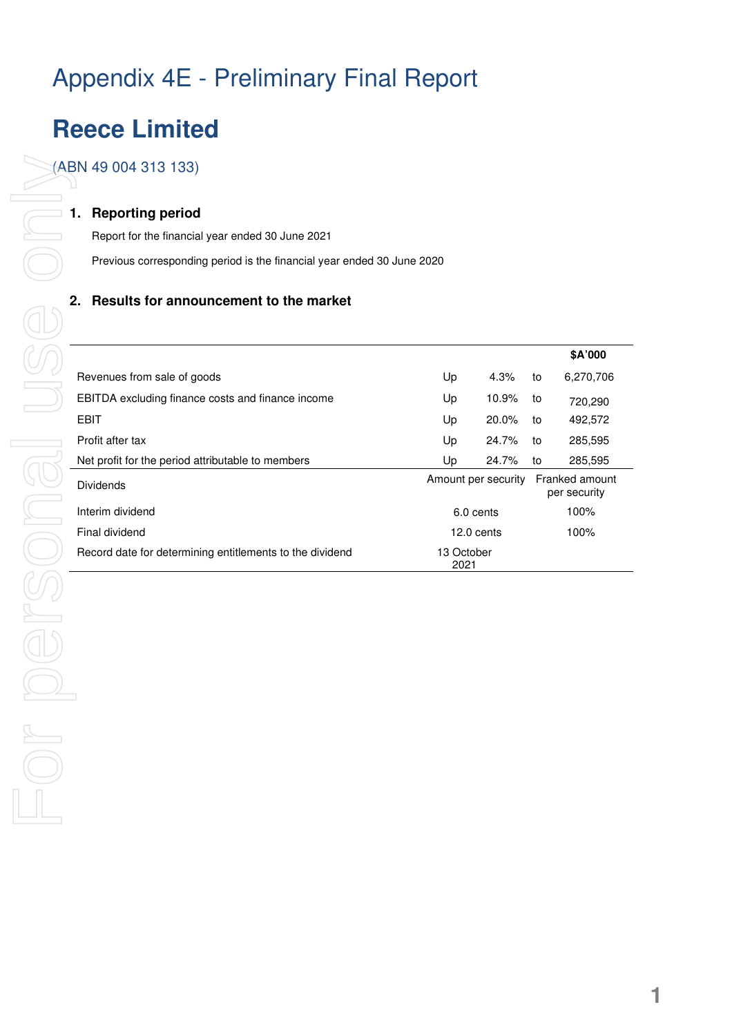# Appendix 4E - Preliminary Final Report

# Reece Limited

(ABN 49 004 313 133)

## 1. Reporting period

Report for the financial year ended 30 June 2021

Previous corresponding period is the financial year ended 30 June 2020

## 2. Results for announcement to the market

| | | | | $A'000 |
|---|---|---|---|---|
| Revenues from sale of goods | Up | 4.3% | to | 6,270,706 |
| EBITDA excluding finance costs and finance income | Up | 10.9% | to | 720,290 |
| EBIT | Up | 20.0% | to | 492,572 |
| Profit after tax | Up | 24.7% | to | 285,595 |
| Net profit for the period attributable to members | Up | 24.7% | to | 285,595 |

| Dividends | Amount per security | Franked amount per security |
|---|---|---|
| Interim dividend | 6.0 cents | 100% |
| Final dividend | 12.0 cents | 100% |
| Record date for determining entitlements to the dividend | 13 October 2021 | |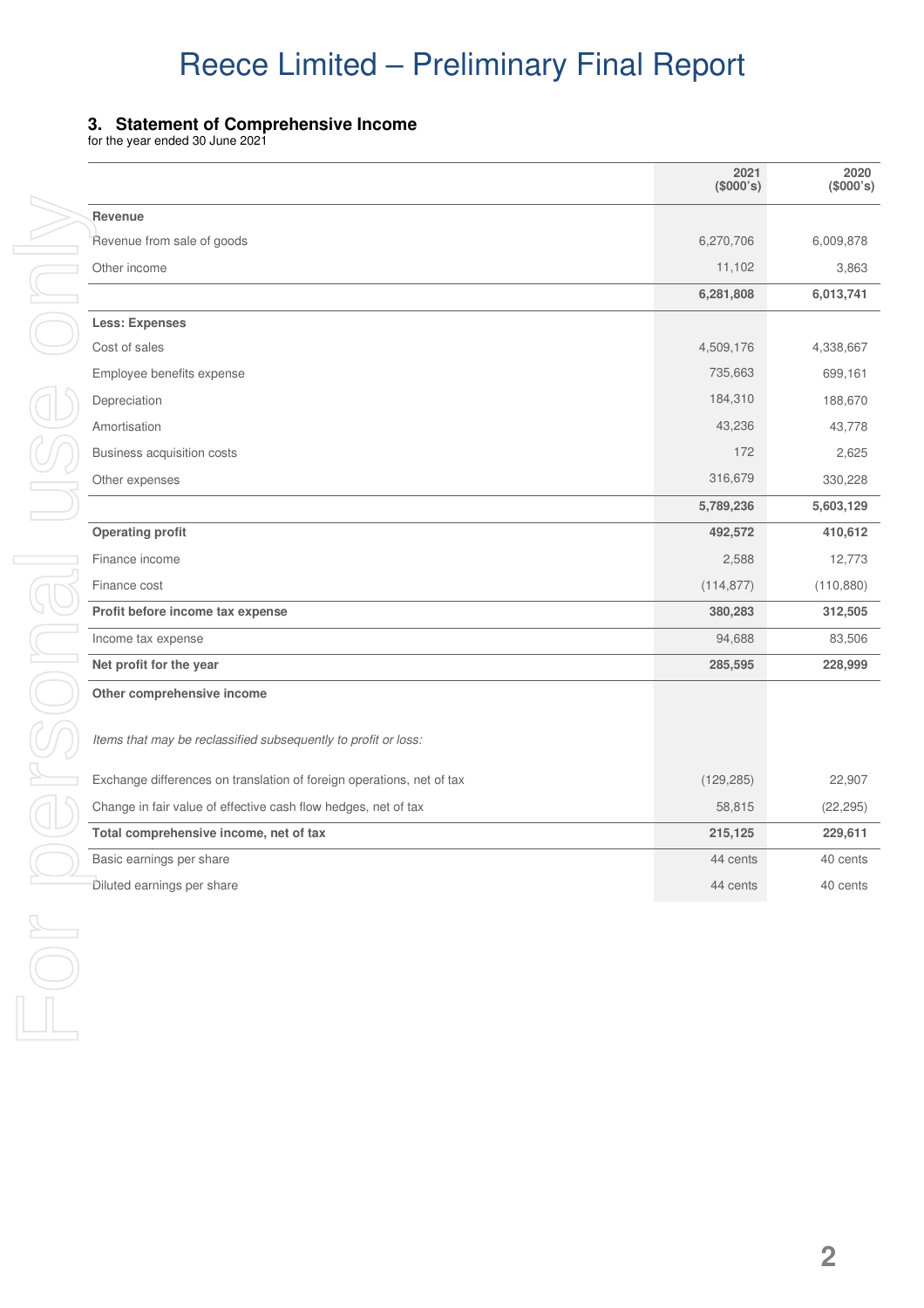## 3. Statement of Comprehensive Income

for the year ended 30 June 2021

| | 2021 ($000's) | 2020 ($000's) |
|---|---|---|
| **Revenue** | | |
| Revenue from sale of goods | 6,270,706 | 6,009,878 |
| Other income | 11,102 | 3,863 |
| | **6,281,808** | **6,013,741** |
| **Less: Expenses** | | |
| Cost of sales | 4,509,176 | 4,338,667 |
| Employee benefits expense | 735,663 | 699,161 |
| Depreciation | 184,310 | 188,670 |
| Amortisation | 43,236 | 43,778 |
| Business acquisition costs | 172 | 2,625 |
| Other expenses | 316,679 | 330,228 |
| | **5,789,236** | **5,603,129** |
| **Operating profit** | **492,572** | **410,612** |
| Finance income | 2,588 | 12,773 |
| Finance cost | (114,877) | (110,880) |
| **Profit before income tax expense** | **380,283** | **312,505** |
| Income tax expense | 94,688 | 83,506 |
| **Net profit for the year** | **285,595** | **228,999** |
| **Other comprehensive income** | | |
| *Items that may be reclassified subsequently to profit or loss:* | | |
| Exchange differences on translation of foreign operations, net of tax | (129,285) | 22,907 |
| Change in fair value of effective cash flow hedges, net of tax | 58,815 | (22,295) |
| **Total comprehensive income, net of tax** | **215,125** | **229,611** |
| Basic earnings per share | 44 cents | 40 cents |
| Diluted earnings per share | 44 cents | 40 cents |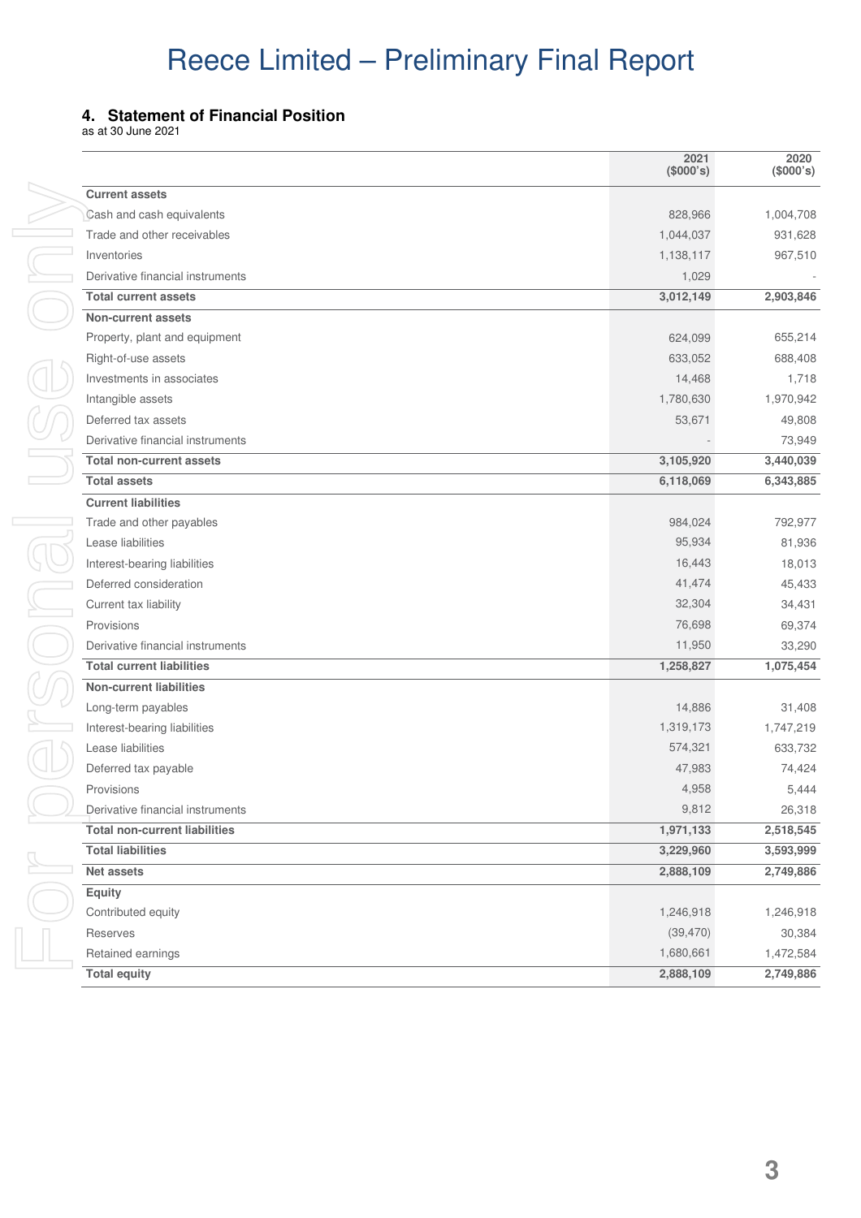## 4. Statement of Financial Position

as at 30 June 2021

| | 2021 ($000's) | 2020 ($000's) |
|---|---|---|
| **Current assets** | | |
| Cash and cash equivalents | 828,966 | 1,004,708 |
| Trade and other receivables | 1,044,037 | 931,628 |
| Inventories | 1,138,117 | 967,510 |
| Derivative financial instruments | 1,029 | - |
| **Total current assets** | **3,012,149** | **2,903,846** |
| **Non-current assets** | | |
| Property, plant and equipment | 624,099 | 655,214 |
| Right-of-use assets | 633,052 | 688,408 |
| Investments in associates | 14,468 | 1,718 |
| Intangible assets | 1,780,630 | 1,970,942 |
| Deferred tax assets | 53,671 | 49,808 |
| Derivative financial instruments | - | 73,949 |
| **Total non-current assets** | **3,105,920** | **3,440,039** |
| **Total assets** | **6,118,069** | **6,343,885** |
| **Current liabilities** | | |
| Trade and other payables | 984,024 | 792,977 |
| Lease liabilities | 95,934 | 81,936 |
| Interest-bearing liabilities | 16,443 | 18,013 |
| Deferred consideration | 41,474 | 45,433 |
| Current tax liability | 32,304 | 34,431 |
| Provisions | 76,698 | 69,374 |
| Derivative financial instruments | 11,950 | 33,290 |
| **Total current liabilities** | **1,258,827** | **1,075,454** |
| **Non-current liabilities** | | |
| Long-term payables | 14,886 | 31,408 |
| Interest-bearing liabilities | 1,319,173 | 1,747,219 |
| Lease liabilities | 574,321 | 633,732 |
| Deferred tax payable | 47,983 | 74,424 |
| Provisions | 4,958 | 5,444 |
| Derivative financial instruments | 9,812 | 26,318 |
| **Total non-current liabilities** | **1,971,133** | **2,518,545** |
| **Total liabilities** | **3,229,960** | **3,593,999** |
| **Net assets** | **2,888,109** | **2,749,886** |
| **Equity** | | |
| Contributed equity | 1,246,918 | 1,246,918 |
| Reserves | (39,470) | 30,384 |
| Retained earnings | 1,680,661 | 1,472,584 |
| **Total equity** | **2,888,109** | **2,749,886** |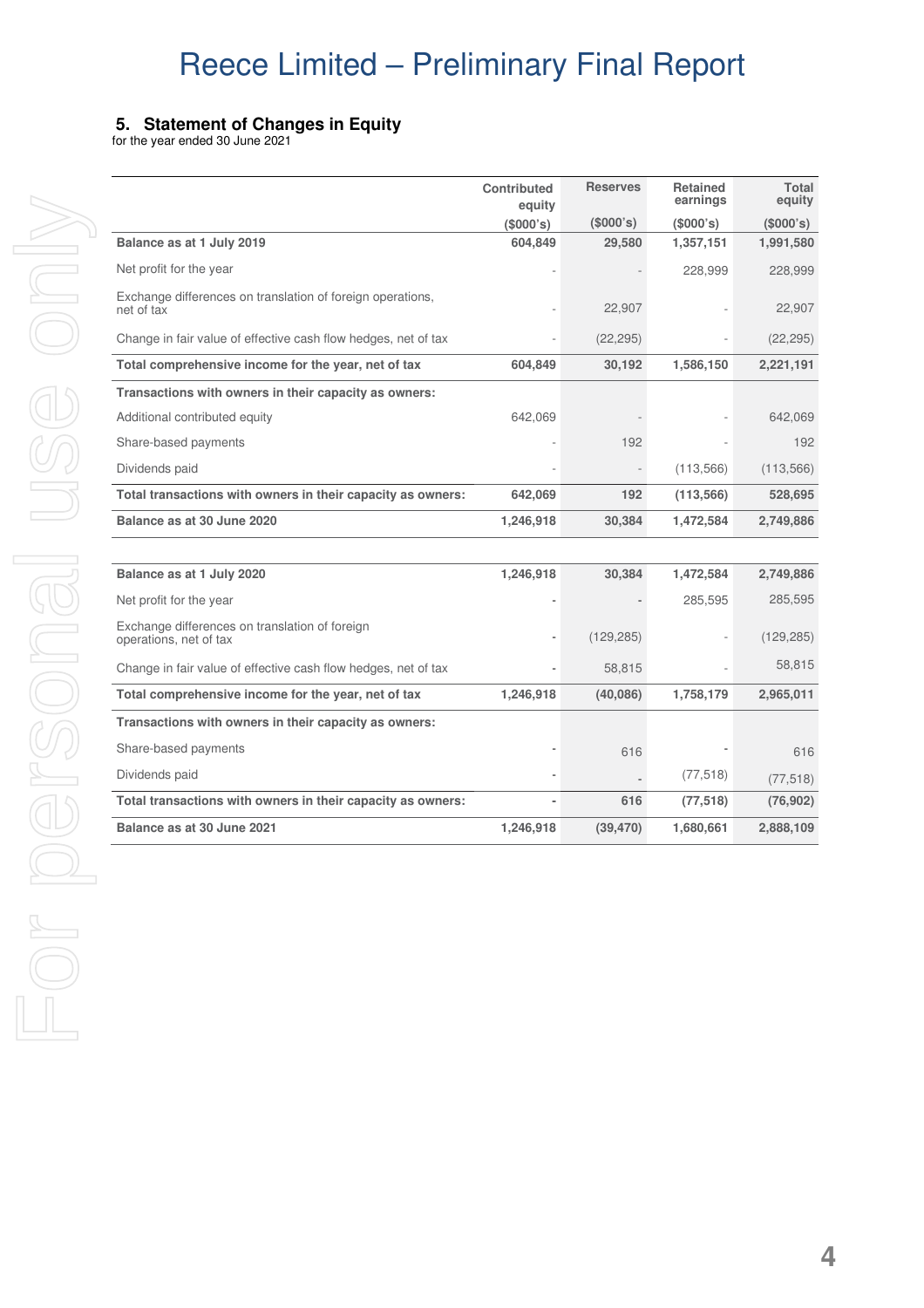## 5. Statement of Changes in Equity

for the year ended 30 June 2021

| | Contributed equity ($000's) | Reserves ($000's) | Retained earnings ($000's) | Total equity ($000's) |
|---|---|---|---|---|
| **Balance as at 1 July 2019** | **604,849** | **29,580** | **1,357,151** | **1,991,580** |
| Net profit for the year | - | - | 228,999 | 228,999 |
| Exchange differences on translation of foreign operations, net of tax | - | 22,907 | - | 22,907 |
| Change in fair value of effective cash flow hedges, net of tax | - | (22,295) | - | (22,295) |
| **Total comprehensive income for the year, net of tax** | **604,849** | **30,192** | **1,586,150** | **2,221,191** |
| **Transactions with owners in their capacity as owners:** | | | | |
| Additional contributed equity | 642,069 | - | - | 642,069 |
| Share-based payments | - | 192 | - | 192 |
| Dividends paid | - | - | (113,566) | (113,566) |
| **Total transactions with owners in their capacity as owners:** | **642,069** | **192** | **(113,566)** | **528,695** |
| **Balance as at 30 June 2020** | **1,246,918** | **30,384** | **1,472,584** | **2,749,886** |
| | | | | |
| **Balance as at 1 July 2020** | **1,246,918** | **30,384** | **1,472,584** | **2,749,886** |
| Net profit for the year | - | - | 285,595 | 285,595 |
| Exchange differences on translation of foreign operations, net of tax | - | (129,285) | - | (129,285) |
| Change in fair value of effective cash flow hedges, net of tax | - | 58,815 | - | 58,815 |
| **Total comprehensive income for the year, net of tax** | **1,246,918** | **(40,086)** | **1,758,179** | **2,965,011** |
| **Transactions with owners in their capacity as owners:** | | | | |
| Share-based payments | - | 616 | - | 616 |
| Dividends paid | - | - | (77,518) | (77,518) |
| **Total transactions with owners in their capacity as owners:** | **-** | **616** | **(77,518)** | **(76,902)** |
| **Balance as at 30 June 2021** | **1,246,918** | **(39,470)** | **1,680,661** | **2,888,109** |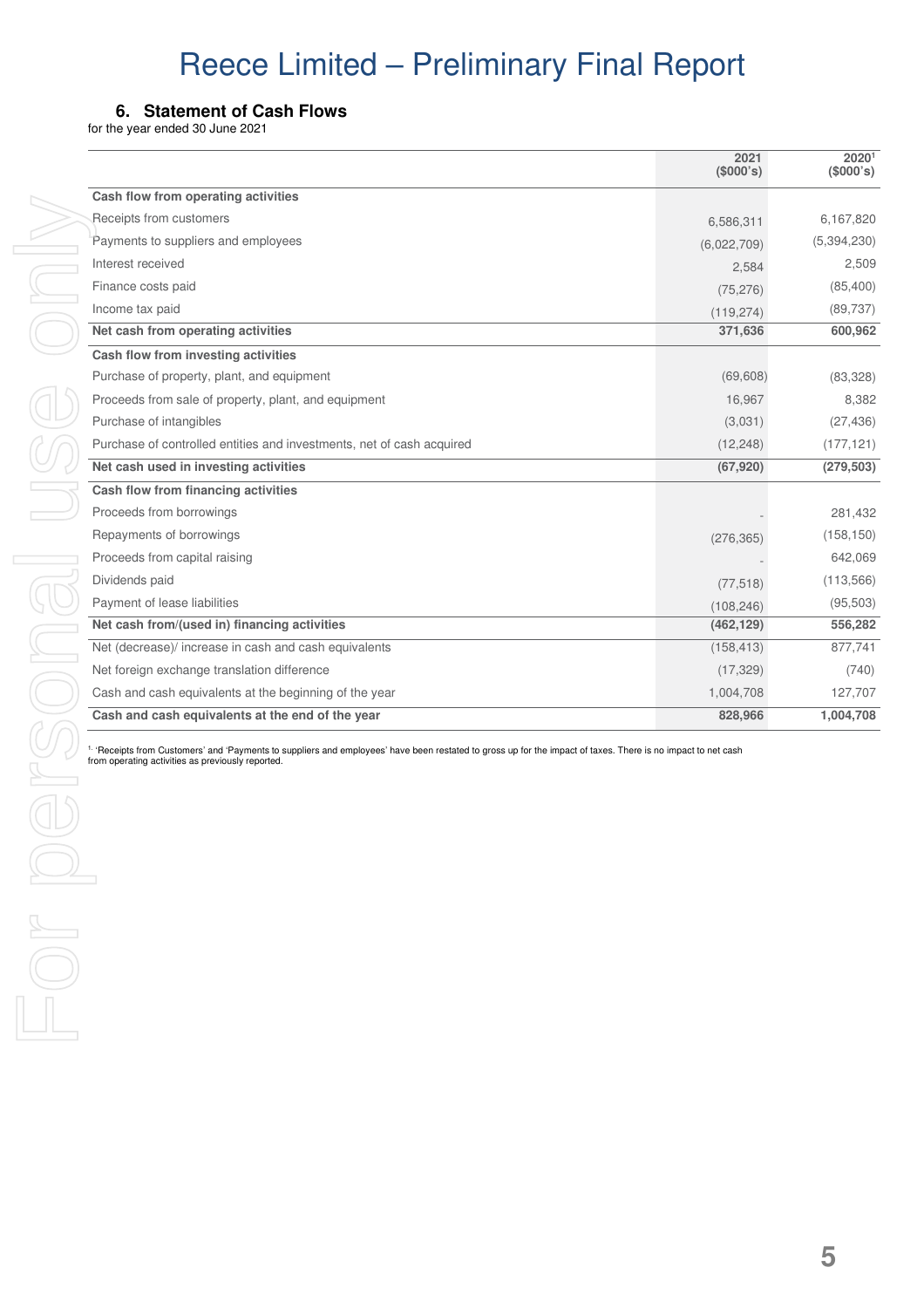## 6. Statement of Cash Flows

for the year ended 30 June 2021

| | 2021 ($000's) | 2020[1] ($000's) |
|---|---|---|
| **Cash flow from operating activities** | | |
| Receipts from customers | 6,586,311 | 6,167,820 |
| Payments to suppliers and employees | (6,022,709) | (5,394,230) |
| Interest received | 2,584 | 2,509 |
| Finance costs paid | (75,276) | (85,400) |
| Income tax paid | (119,274) | (89,737) |
| **Net cash from operating activities** | **371,636** | **600,962** |
| **Cash flow from investing activities** | | |
| Purchase of property, plant, and equipment | (69,608) | (83,328) |
| Proceeds from sale of property, plant, and equipment | 16,967 | 8,382 |
| Purchase of intangibles | (3,031) | (27,436) |
| Purchase of controlled entities and investments, net of cash acquired | (12,248) | (177,121) |
| **Net cash used in investing activities** | **(67,920)** | **(279,503)** |
| **Cash flow from financing activities** | | |
| Proceeds from borrowings | - | 281,432 |
| Repayments of borrowings | (276,365) | (158,150) |
| Proceeds from capital raising | - | 642,069 |
| Dividends paid | (77,518) | (113,566) |
| Payment of lease liabilities | (108,246) | (95,503) |
| **Net cash from/(used in) financing activities** | **(462,129)** | **556,282** |
| Net (decrease)/ increase in cash and cash equivalents | (158,413) | 877,741 |
| Net foreign exchange translation difference | (17,329) | (740) |
| Cash and cash equivalents at the beginning of the year | 1,004,708 | 127,707 |
| **Cash and cash equivalents at the end of the year** | **828,966** | **1,004,708** |

[1] 'Receipts from Customers' and 'Payments to suppliers and employees' have been restated to gross up for the impact of taxes. There is no impact to net cash from operating activities as previously reported.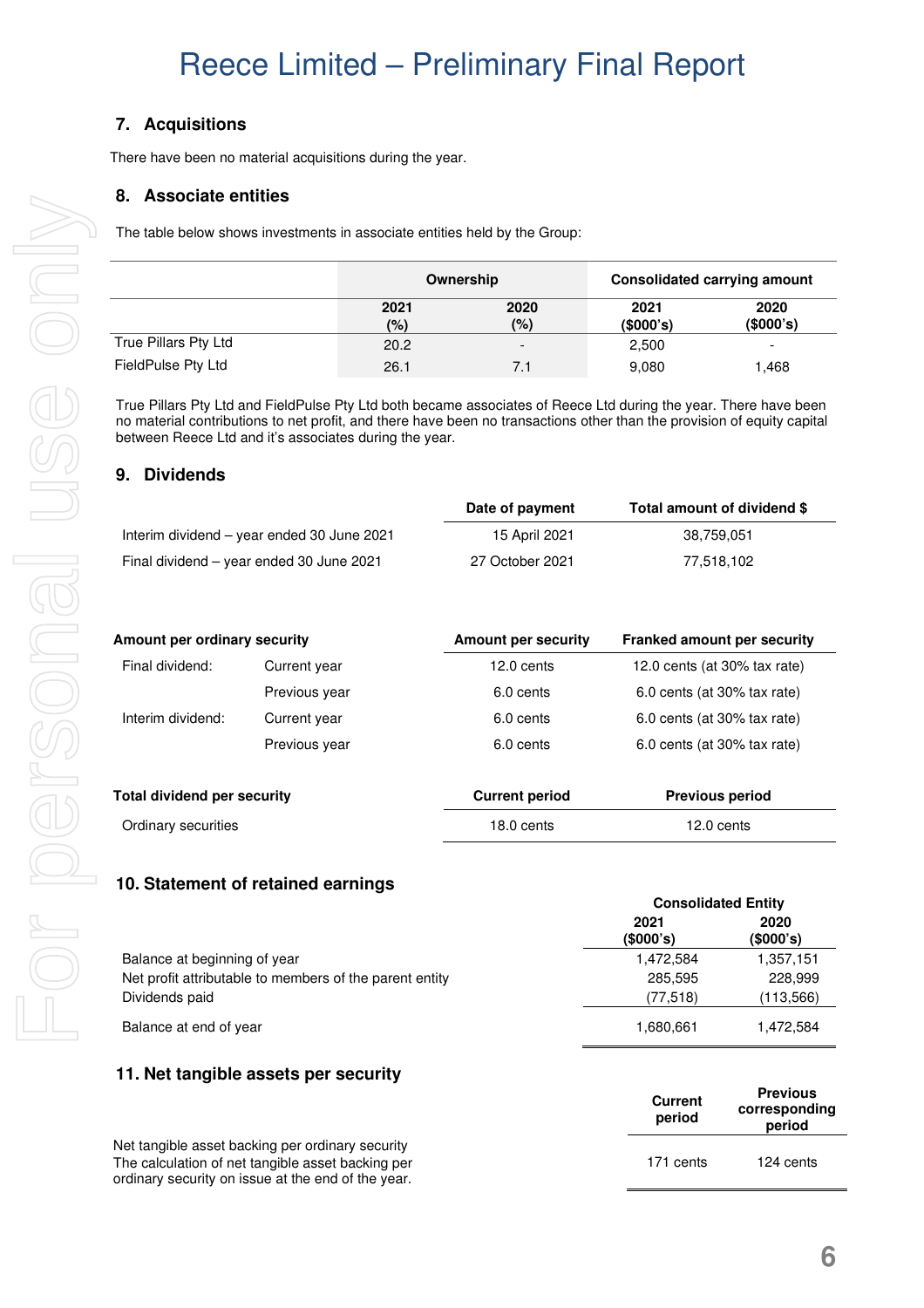## 7. Acquisitions

There have been no material acquisitions during the year.

## 8. Associate entities

The table below shows investments in associate entities held by the Group:

| | Ownership | | Consolidated carrying amount | |
|---|---|---|---|---|
| | 2021 (%) | 2020 (%) | 2021 ($000's) | 2020 ($000's) |
| True Pillars Pty Ltd | 20.2 | - | 2,500 | - |
| FieldPulse Pty Ltd | 26.1 | 7.1 | 9,080 | 1,468 |

True Pillars Pty Ltd and FieldPulse Pty Ltd both became associates of Reece Ltd during the year. There have been no material contributions to net profit, and there have been no transactions other than the provision of equity capital between Reece Ltd and it's associates during the year.

## 9. Dividends

| | Date of payment | Total amount of dividend $ |
|---|---|---|
| Interim dividend – year ended 30 June 2021 | 15 April 2021 | 38,759,051 |
| Final dividend – year ended 30 June 2021 | 27 October 2021 | 77,518,102 |

| Amount per ordinary security | | Amount per security | Franked amount per security |
|---|---|---|---|
| Final dividend: | Current year | 12.0 cents | 12.0 cents (at 30% tax rate) |
| | Previous year | 6.0 cents | 6.0 cents (at 30% tax rate) |
| Interim dividend: | Current year | 6.0 cents | 6.0 cents (at 30% tax rate) |
| | Previous year | 6.0 cents | 6.0 cents (at 30% tax rate) |

| Total dividend per security | Current period | Previous period |
|---|---|---|
| Ordinary securities | 18.0 cents | 12.0 cents |

## 10. Statement of retained earnings

| | Consolidated Entity | |
|---|---|---|
| | 2021 ($000's) | 2020 ($000's) |
| Balance at beginning of year | 1,472,584 | 1,357,151 |
| Net profit attributable to members of the parent entity | 285,595 | 228,999 |
| Dividends paid | (77,518) | (113,566) |
| Balance at end of year | 1,680,661 | 1,472,584 |

## 11. Net tangible assets per security

| | Current period | Previous corresponding period |
|---|---|---|
| Net tangible asset backing per ordinary security<br>The calculation of net tangible asset backing per ordinary security on issue at the end of the year. | 171 cents | 124 cents |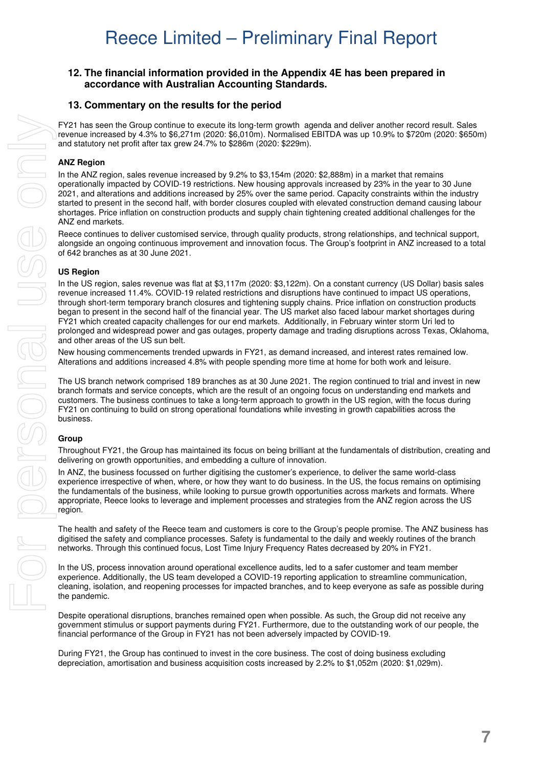## 12. The financial information provided in the Appendix 4E has been prepared in accordance with Australian Accounting Standards.

## 13. Commentary on the results for the period

FY21 has seen the Group continue to execute its long-term growth agenda and deliver another record result. Sales revenue increased by 4.3% to $6,271m (2020: $6,010m). Normalised EBITDA was up 10.9% to $720m (2020: $650m) and statutory net profit after tax grew 24.7% to $286m (2020: $229m).

### ANZ Region

In the ANZ region, sales revenue increased by 9.2% to $3,154m (2020: $2,888m) in a market that remains operationally impacted by COVID-19 restrictions. New housing approvals increased by 23% in the year to 30 June 2021, and alterations and additions increased by 25% over the same period. Capacity constraints within the industry started to present in the second half, with border closures coupled with elevated construction demand causing labour shortages. Price inflation on construction products and supply chain tightening created additional challenges for the ANZ end markets.

Reece continues to deliver customised service, through quality products, strong relationships, and technical support, alongside an ongoing continuous improvement and innovation focus. The Group's footprint in ANZ increased to a total of 642 branches as at 30 June 2021.

### US Region

In the US region, sales revenue was flat at $3,117m (2020: $3,122m). On a constant currency (US Dollar) basis sales revenue increased 11.4%. COVID-19 related restrictions and disruptions have continued to impact US operations, through short-term temporary branch closures and tightening supply chains. Price inflation on construction products began to present in the second half of the financial year. The US market also faced labour market shortages during FY21 which created capacity challenges for our end markets. Additionally, in February winter storm Uri led to prolonged and widespread power and gas outages, property damage and trading disruptions across Texas, Oklahoma, and other areas of the US sun belt.

New housing commencements trended upwards in FY21, as demand increased, and interest rates remained low. Alterations and additions increased 4.8% with people spending more time at home for both work and leisure.

The US branch network comprised 189 branches as at 30 June 2021. The region continued to trial and invest in new branch formats and service concepts, which are the result of an ongoing focus on understanding end markets and customers. The business continues to take a long-term approach to growth in the US region, with the focus during FY21 on continuing to build on strong operational foundations while investing in growth capabilities across the business.

### Group

Throughout FY21, the Group has maintained its focus on being brilliant at the fundamentals of distribution, creating and delivering on growth opportunities, and embedding a culture of innovation.

In ANZ, the business focussed on further digitising the customer's experience, to deliver the same world-class experience irrespective of when, where, or how they want to do business. In the US, the focus remains on optimising the fundamentals of the business, while looking to pursue growth opportunities across markets and formats. Where appropriate, Reece looks to leverage and implement processes and strategies from the ANZ region across the US region.

The health and safety of the Reece team and customers is core to the Group's people promise. The ANZ business has digitised the safety and compliance processes. Safety is fundamental to the daily and weekly routines of the branch networks. Through this continued focus, Lost Time Injury Frequency Rates decreased by 20% in FY21.

In the US, process innovation around operational excellence audits, led to a safer customer and team member experience. Additionally, the US team developed a COVID-19 reporting application to streamline communication, cleaning, isolation, and reopening processes for impacted branches, and to keep everyone as safe as possible during the pandemic.

Despite operational disruptions, branches remained open when possible. As such, the Group did not receive any government stimulus or support payments during FY21. Furthermore, due to the outstanding work of our people, the financial performance of the Group in FY21 has not been adversely impacted by COVID-19.

During FY21, the Group has continued to invest in the core business. The cost of doing business excluding depreciation, amortisation and business acquisition costs increased by 2.2% to $1,052m (2020: $1,029m).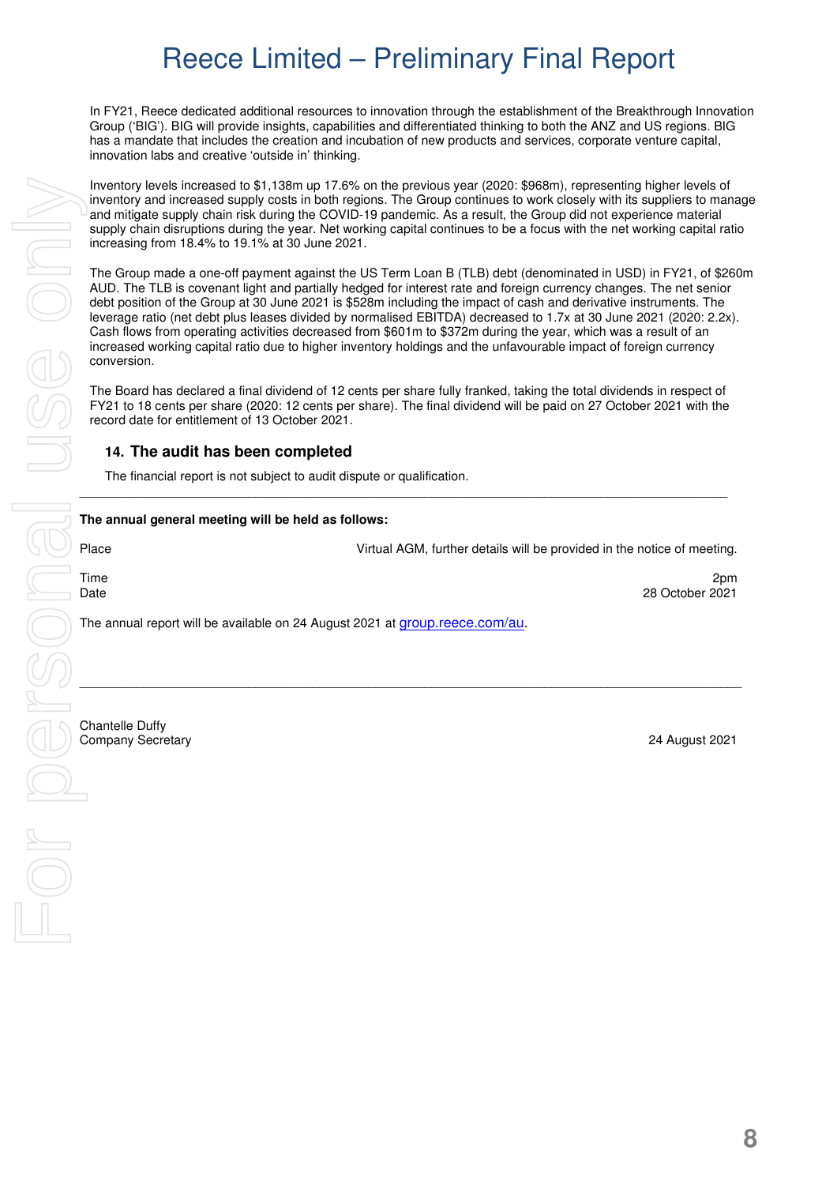In FY21, Reece dedicated additional resources to innovation through the establishment of the Breakthrough Innovation Group ('BIG'). BIG will provide insights, capabilities and differentiated thinking to both the ANZ and US regions. BIG has a mandate that includes the creation and incubation of new products and services, corporate venture capital, innovation labs and creative 'outside in' thinking.

Inventory levels increased to $1,138m up 17.6% on the previous year (2020: $968m), representing higher levels of inventory and increased supply costs in both regions. The Group continues to work closely with its suppliers to manage and mitigate supply chain risk during the COVID-19 pandemic. As a result, the Group did not experience material supply chain disruptions during the year. Net working capital continues to be a focus with the net working capital ratio increasing from 18.4% to 19.1% at 30 June 2021.

The Group made a one-off payment against the US Term Loan B (TLB) debt (denominated in USD) in FY21, of $260m AUD. The TLB is covenant light and partially hedged for interest rate and foreign currency changes. The net senior debt position of the Group at 30 June 2021 is $528m including the impact of cash and derivative instruments. The leverage ratio (net debt plus leases divided by normalised EBITDA) decreased to 1.7x at 30 June 2021 (2020: 2.2x). Cash flows from operating activities decreased from $601m to $372m during the year, which was a result of an increased working capital ratio due to higher inventory holdings and the unfavourable impact of foreign currency conversion.

The Board has declared a final dividend of 12 cents per share fully franked, taking the total dividends in respect of FY21 to 18 cents per share (2020: 12 cents per share). The final dividend will be paid on 27 October 2021 with the record date for entitlement of 13 October 2021.

## 14. The audit has been completed

The financial report is not subject to audit dispute or qualification.

---

**The annual general meeting will be held as follows:**

| | |
|---|---|
| Place | Virtual AGM, further details will be provided in the notice of meeting. |
| Time | 2pm |
| Date | 28 October 2021 |

The annual report will be available on 24 August 2021 at group.reece.com/au.

---

Chantelle Duffy
Company Secretary

24 August 2021